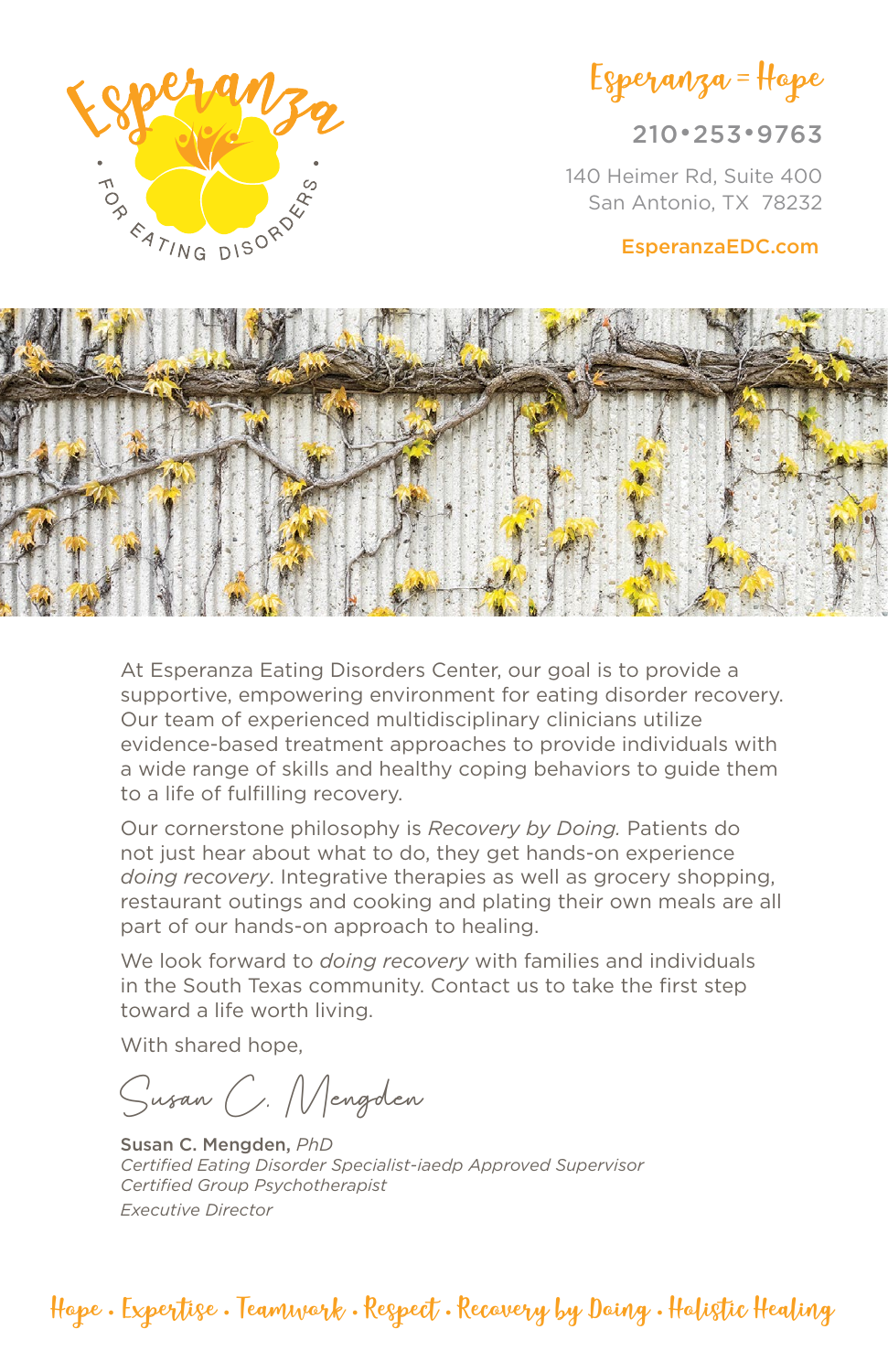Esperanza

FOR EATING DISORDERS

Esperanza = Hope

210•253•9763

140 Heimer Rd, Suite 400
San Antonio, TX 78232

EsperanzaEDC.com

At Esperanza Eating Disorders Center, our goal is to provide a supportive, empowering environment for eating disorder recovery. Our team of experienced multidisciplinary clinicians utilize evidence-based treatment approaches to provide individuals with a wide range of skills and healthy coping behaviors to guide them to a life of fulfilling recovery.

Our cornerstone philosophy is *Recovery by Doing.* Patients do not just hear about what to do, they get hands-on experience *doing recovery*. Integrative therapies as well as grocery shopping, restaurant outings and cooking and plating their own meals are all part of our hands-on approach to healing.

We look forward to *doing recovery* with families and individuals in the South Texas community. Contact us to take the first step toward a life worth living.

With shared hope,

Susan C. Mengden

**Susan C. Mengden,** *PhD*
*Certified Eating Disorder Specialist-iaedp Approved Supervisor*
*Certified Group Psychotherapist*
*Executive Director*

Hope . Expertise . Teamwork . Respect . Recovery by Doing . Holistic Healing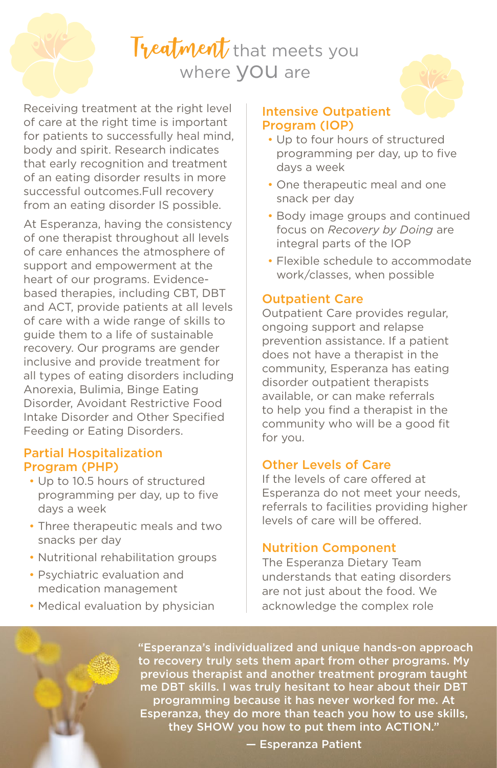# Treatment that meets you where YOU are

Receiving treatment at the right level of care at the right time is important for patients to successfully heal mind, body and spirit. Research indicates that early recognition and treatment of an eating disorder results in more successful outcomes.Full recovery from an eating disorder IS possible.

At Esperanza, having the consistency of one therapist throughout all levels of care enhances the atmosphere of support and empowerment at the heart of our programs. Evidence-based therapies, including CBT, DBT and ACT, provide patients at all levels of care with a wide range of skills to guide them to a life of sustainable recovery. Our programs are gender inclusive and provide treatment for all types of eating disorders including Anorexia, Bulimia, Binge Eating Disorder, Avoidant Restrictive Food Intake Disorder and Other Specified Feeding or Eating Disorders.

## Partial Hospitalization Program (PHP)

- Up to 10.5 hours of structured programming per day, up to five days a week
- Three therapeutic meals and two snacks per day
- Nutritional rehabilitation groups
- Psychiatric evaluation and medication management
- Medical evaluation by physician

## Intensive Outpatient Program (IOP)

- Up to four hours of structured programming per day, up to five days a week
- One therapeutic meal and one snack per day
- Body image groups and continued focus on *Recovery by Doing* are integral parts of the IOP
- Flexible schedule to accommodate work/classes, when possible

## Outpatient Care

Outpatient Care provides regular, ongoing support and relapse prevention assistance. If a patient does not have a therapist in the community, Esperanza has eating disorder outpatient therapists available, or can make referrals to help you find a therapist in the community who will be a good fit for you.

## Other Levels of Care

If the levels of care offered at Esperanza do not meet your needs, referrals to facilities providing higher levels of care will be offered.

## Nutrition Component

The Esperanza Dietary Team understands that eating disorders are not just about the food. We acknowledge the complex role

**"Esperanza's individualized and unique hands-on approach to recovery truly sets them apart from other programs. My previous therapist and another treatment program taught me DBT skills. I was truly hesitant to hear about their DBT programming because it has never worked for me. At Esperanza, they do more than teach you how to use skills, they SHOW you how to put them into ACTION."**

**— Esperanza Patient**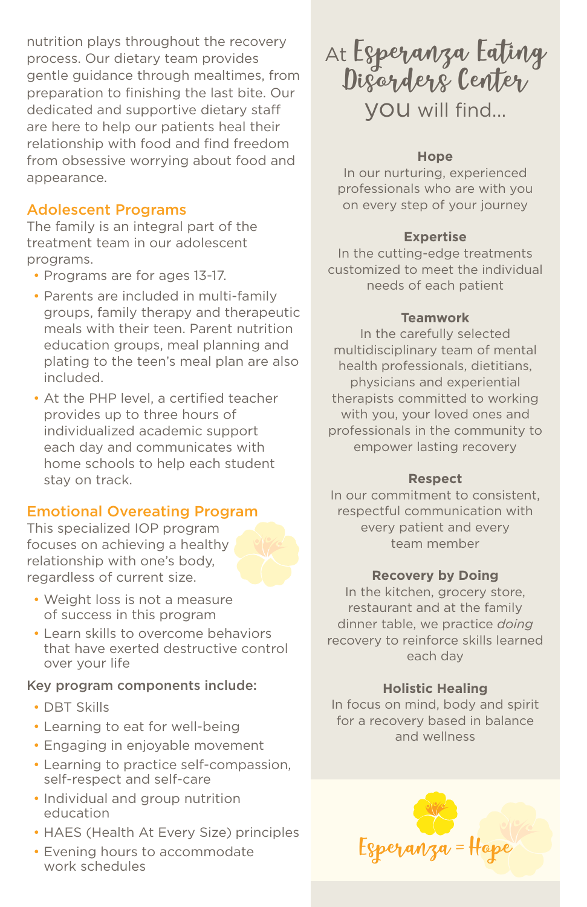nutrition plays throughout the recovery process. Our dietary team provides gentle guidance through mealtimes, from preparation to finishing the last bite. Our dedicated and supportive dietary staff are here to help our patients heal their relationship with food and find freedom from obsessive worrying about food and appearance.

## Adolescent Programs

The family is an integral part of the treatment team in our adolescent programs.

- Programs are for ages 13-17.
- Parents are included in multi-family groups, family therapy and therapeutic meals with their teen. Parent nutrition education groups, meal planning and plating to the teen's meal plan are also included.
- At the PHP level, a certified teacher provides up to three hours of individualized academic support each day and communicates with home schools to help each student stay on track.

## Emotional Overeating Program

This specialized IOP program focuses on achieving a healthy relationship with one's body, regardless of current size.

- Weight loss is not a measure of success in this program
- Learn skills to overcome behaviors that have exerted destructive control over your life

**Key program components include:**

- DBT Skills
- Learning to eat for well-being
- Engaging in enjoyable movement
- Learning to practice self-compassion, self-respect and self-care
- Individual and group nutrition education
- HAES (Health At Every Size) principles
- Evening hours to accommodate work schedules

## At Esperanza Eating Disorders Center you will find...

**Hope**
In our nurturing, experienced professionals who are with you on every step of your journey

**Expertise**
In the cutting-edge treatments customized to meet the individual needs of each patient

**Teamwork**
In the carefully selected multidisciplinary team of mental health professionals, dietitians, physicians and experiential therapists committed to working with you, your loved ones and professionals in the community to empower lasting recovery

**Respect**
In our commitment to consistent, respectful communication with every patient and every team member

**Recovery by Doing**
In the kitchen, grocery store, restaurant and at the family dinner table, we practice *doing* recovery to reinforce skills learned each day

**Holistic Healing**
In focus on mind, body and spirit for a recovery based in balance and wellness

Esperanza = Hope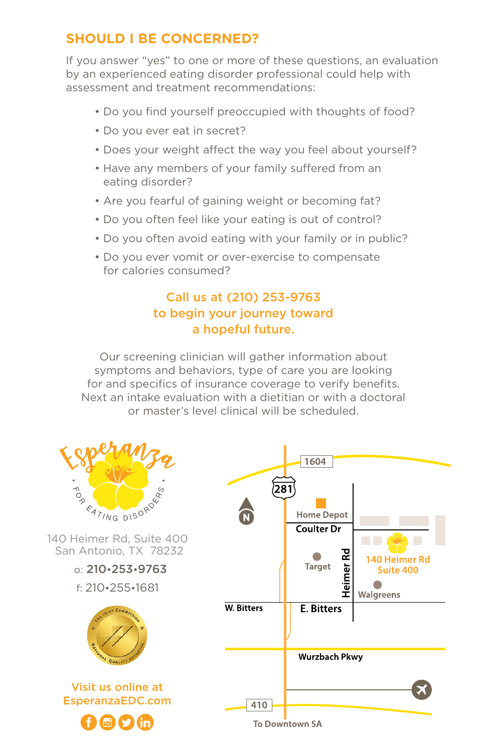## SHOULD I BE CONCERNED?

If you answer "yes" to one or more of these questions, an evaluation by an experienced eating disorder professional could help with assessment and treatment recommendations:

- Do you find yourself preoccupied with thoughts of food?
- Do you ever eat in secret?
- Does your weight affect the way you feel about yourself?
- Have any members of your family suffered from an eating disorder?
- Are you fearful of gaining weight or becoming fat?
- Do you often feel like your eating is out of control?
- Do you often avoid eating with your family or in public?
- Do you ever vomit or over-exercise to compensate for calories consumed?

**Call us at (210) 253-9763 to begin your journey toward a hopeful future.**

Our screening clinician will gather information about symptoms and behaviors, type of care you are looking for and specifics of insurance coverage to verify benefits. Next an intake evaluation with a dietitian or with a doctoral or master's level clinical will be scheduled.

Esperanza FOR EATING DISORDERS

140 Heimer Rd, Suite 400
San Antonio, TX 78232

o: 210•253•9763

f: 210•255•1681

Visit us online at EsperanzaEDC.com

1604

281

N

Home Depot

Coulter Dr

Target

Heimer Rd

140 Heimer Rd Suite 400

Walgreens

W. Bitters

E. Bitters

Wurzbach Pkwy

410

To Downtown SA